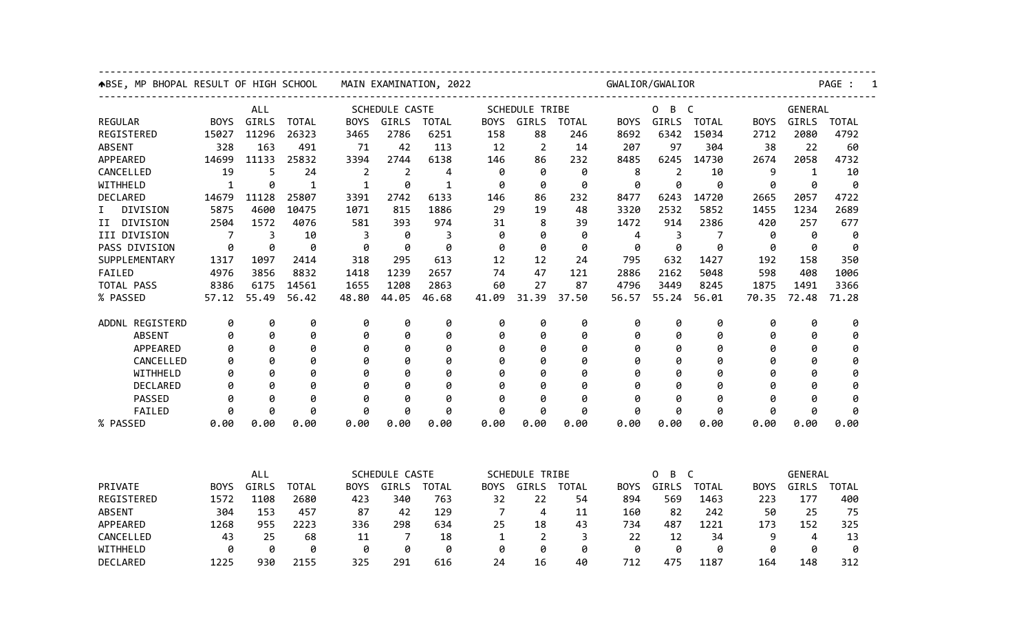BSE, MP BHOPAL RESULT OF HIGH SCHOOL MAIN EXAMINATION, 2022 GWALIOR/GWALIOR

| REGULAR | ALL | | | SCHEDULE CASTE | | | SCHEDULE TRIBE | | | O B C | | | GENERAL | | |
|---|---|---|---|---|---|---|---|---|---|---|---|---|---|---|---|
| | BOYS | GIRLS | TOTAL | BOYS | GIRLS | TOTAL | BOYS | GIRLS | TOTAL | BOYS | GIRLS | TOTAL | BOYS | GIRLS | TOTAL |
| REGISTERED | 15027 | 11296 | 26323 | 3465 | 2786 | 6251 | 158 | 88 | 246 | 8692 | 6342 | 15034 | 2712 | 2080 | 4792 |
| ABSENT | 328 | 163 | 491 | 71 | 42 | 113 | 12 | 2 | 14 | 207 | 97 | 304 | 38 | 22 | 60 |
| APPEARED | 14699 | 11133 | 25832 | 3394 | 2744 | 6138 | 146 | 86 | 232 | 8485 | 6245 | 14730 | 2674 | 2058 | 4732 |
| CANCELLED | 19 | 5 | 24 | 2 | 2 | 4 | 0 | 0 | 0 | 8 | 2 | 10 | 9 | 1 | 10 |
| WITHHELD | 1 | 0 | 1 | 1 | 0 | 1 | 0 | 0 | 0 | 0 | 0 | 0 | 0 | 0 | 0 |
| DECLARED | 14679 | 11128 | 25807 | 3391 | 2742 | 6133 | 146 | 86 | 232 | 8477 | 6243 | 14720 | 2665 | 2057 | 4722 |
| I DIVISION | 5875 | 4600 | 10475 | 1071 | 815 | 1886 | 29 | 19 | 48 | 3320 | 2532 | 5852 | 1455 | 1234 | 2689 |
| II DIVISION | 2504 | 1572 | 4076 | 581 | 393 | 974 | 31 | 8 | 39 | 1472 | 914 | 2386 | 420 | 257 | 677 |
| III DIVISION | 7 | 3 | 10 | 3 | 0 | 3 | 0 | 0 | 0 | 4 | 3 | 7 | 0 | 0 | 0 |
| PASS DIVISION | 0 | 0 | 0 | 0 | 0 | 0 | 0 | 0 | 0 | 0 | 0 | 0 | 0 | 0 | 0 |
| SUPPLEMENTARY | 1317 | 1097 | 2414 | 318 | 295 | 613 | 12 | 12 | 24 | 795 | 632 | 1427 | 192 | 158 | 350 |
| FAILED | 4976 | 3856 | 8832 | 1418 | 1239 | 2657 | 74 | 47 | 121 | 2886 | 2162 | 5048 | 598 | 408 | 1006 |
| TOTAL PASS | 8386 | 6175 | 14561 | 1655 | 1208 | 2863 | 60 | 27 | 87 | 4796 | 3449 | 8245 | 1875 | 1491 | 3366 |
| % PASSED | 57.12 | 55.49 | 56.42 | 48.80 | 44.05 | 46.68 | 41.09 | 31.39 | 37.50 | 56.57 | 55.24 | 56.01 | 70.35 | 72.48 | 71.28 |
| ADDNL REGISTERD | 0 | 0 | 0 | 0 | 0 | 0 | 0 | 0 | 0 | 0 | 0 | 0 | 0 | 0 | 0 |
| ABSENT | 0 | 0 | 0 | 0 | 0 | 0 | 0 | 0 | 0 | 0 | 0 | 0 | 0 | 0 | 0 |
| APPEARED | 0 | 0 | 0 | 0 | 0 | 0 | 0 | 0 | 0 | 0 | 0 | 0 | 0 | 0 | 0 |
| CANCELLED | 0 | 0 | 0 | 0 | 0 | 0 | 0 | 0 | 0 | 0 | 0 | 0 | 0 | 0 | 0 |
| WITHHELD | 0 | 0 | 0 | 0 | 0 | 0 | 0 | 0 | 0 | 0 | 0 | 0 | 0 | 0 | 0 |
| DECLARED | 0 | 0 | 0 | 0 | 0 | 0 | 0 | 0 | 0 | 0 | 0 | 0 | 0 | 0 | 0 |
| PASSED | 0 | 0 | 0 | 0 | 0 | 0 | 0 | 0 | 0 | 0 | 0 | 0 | 0 | 0 | 0 |
| FAILED | 0 | 0 | 0 | 0 | 0 | 0 | 0 | 0 | 0 | 0 | 0 | 0 | 0 | 0 | 0 |
| % PASSED | 0.00 | 0.00 | 0.00 | 0.00 | 0.00 | 0.00 | 0.00 | 0.00 | 0.00 | 0.00 | 0.00 | 0.00 | 0.00 | 0.00 | 0.00 |

| PRIVATE | ALL | | | SCHEDULE CASTE | | | SCHEDULE TRIBE | | | O B C | | | GENERAL | | |
|---|---|---|---|---|---|---|---|---|---|---|---|---|---|---|---|
| | BOYS | GIRLS | TOTAL | BOYS | GIRLS | TOTAL | BOYS | GIRLS | TOTAL | BOYS | GIRLS | TOTAL | BOYS | GIRLS | TOTAL |
| REGISTERED | 1572 | 1108 | 2680 | 423 | 340 | 763 | 32 | 22 | 54 | 894 | 569 | 1463 | 223 | 177 | 400 |
| ABSENT | 304 | 153 | 457 | 87 | 42 | 129 | 7 | 4 | 11 | 160 | 82 | 242 | 50 | 25 | 75 |
| APPEARED | 1268 | 955 | 2223 | 336 | 298 | 634 | 25 | 18 | 43 | 734 | 487 | 1221 | 173 | 152 | 325 |
| CANCELLED | 43 | 25 | 68 | 11 | 7 | 18 | 1 | 2 | 3 | 22 | 12 | 34 | 9 | 4 | 13 |
| WITHHELD | 0 | 0 | 0 | 0 | 0 | 0 | 0 | 0 | 0 | 0 | 0 | 0 | 0 | 0 | 0 |
| DECLARED | 1225 | 930 | 2155 | 325 | 291 | 616 | 24 | 16 | 40 | 712 | 475 | 1187 | 164 | 148 | 312 |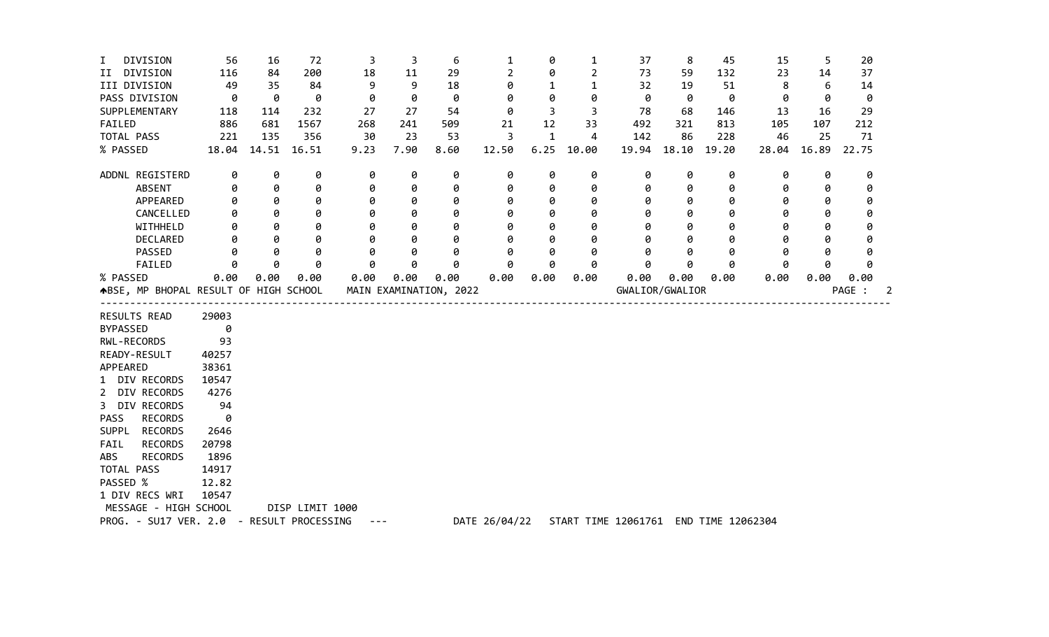| | | | | | | | | | | | | | | | |
|---|---|---|---|---|---|---|---|---|---|---|---|---|---|---|---|
| I DIVISION | 56 | 16 | 72 | 3 | 3 | 6 | 1 | 0 | 1 | 37 | 8 | 45 | 15 | 5 | 20 |
| II DIVISION | 116 | 84 | 200 | 18 | 11 | 29 | 2 | 0 | 2 | 73 | 59 | 132 | 23 | 14 | 37 |
| III DIVISION | 49 | 35 | 84 | 9 | 9 | 18 | 0 | 1 | 1 | 32 | 19 | 51 | 8 | 6 | 14 |
| PASS DIVISION | 0 | 0 | 0 | 0 | 0 | 0 | 0 | 0 | 0 | 0 | 0 | 0 | 0 | 0 | 0 |
| SUPPLEMENTARY | 118 | 114 | 232 | 27 | 27 | 54 | 0 | 3 | 3 | 78 | 68 | 146 | 13 | 16 | 29 |
| FAILED | 886 | 681 | 1567 | 268 | 241 | 509 | 21 | 12 | 33 | 492 | 321 | 813 | 105 | 107 | 212 |
| TOTAL PASS | 221 | 135 | 356 | 30 | 23 | 53 | 3 | 1 | 4 | 142 | 86 | 228 | 46 | 25 | 71 |
| % PASSED | 18.04 | 14.51 | 16.51 | 9.23 | 7.90 | 8.60 | 12.50 | 6.25 | 10.00 | 19.94 | 18.10 | 19.20 | 28.04 | 16.89 | 22.75 |
| ADDNL REGISTERD | 0 | 0 | 0 | 0 | 0 | 0 | 0 | 0 | 0 | 0 | 0 | 0 | 0 | 0 | 0 |
| ABSENT | 0 | 0 | 0 | 0 | 0 | 0 | 0 | 0 | 0 | 0 | 0 | 0 | 0 | 0 | 0 |
| APPEARED | 0 | 0 | 0 | 0 | 0 | 0 | 0 | 0 | 0 | 0 | 0 | 0 | 0 | 0 | 0 |
| CANCELLED | 0 | 0 | 0 | 0 | 0 | 0 | 0 | 0 | 0 | 0 | 0 | 0 | 0 | 0 | 0 |
| WITHHELD | 0 | 0 | 0 | 0 | 0 | 0 | 0 | 0 | 0 | 0 | 0 | 0 | 0 | 0 | 0 |
| DECLARED | 0 | 0 | 0 | 0 | 0 | 0 | 0 | 0 | 0 | 0 | 0 | 0 | 0 | 0 | 0 |
| PASSED | 0 | 0 | 0 | 0 | 0 | 0 | 0 | 0 | 0 | 0 | 0 | 0 | 0 | 0 | 0 |
| FAILED | 0 | 0 | 0 | 0 | 0 | 0 | 0 | 0 | 0 | 0 | 0 | 0 | 0 | 0 | 0 |
| % PASSED | 0.00 | 0.00 | 0.00 | 0.00 | 0.00 | 0.00 | 0.00 | 0.00 | 0.00 | 0.00 | 0.00 | 0.00 | 0.00 | 0.00 | 0.00 |

BSE, MP BHOPAL RESULT OF HIGH SCHOOL MAIN EXAMINATION, 2022 GWALIOR/GWALIOR

---

| | |
|---|---|
| RESULTS READ | 29003 |
| BYPASSED | 0 |
| RWL-RECORDS | 93 |
| READY-RESULT | 40257 |
| APPEARED | 38361 |
| 1 DIV RECORDS | 10547 |
| 2 DIV RECORDS | 4276 |
| 3 DIV RECORDS | 94 |
| PASS RECORDS | 0 |
| SUPPL RECORDS | 2646 |
| FAIL RECORDS | 20798 |
| ABS RECORDS | 1896 |
| TOTAL PASS | 14917 |
| PASSED % | 12.82 |
| 1 DIV RECS WRI | 10547 |

MESSAGE - HIGH SCHOOL DISP LIMIT 1000

PROG. - SU17 VER. 2.0 - RESULT PROCESSING --- DATE 26/04/22 START TIME 12061761 END TIME 12062304